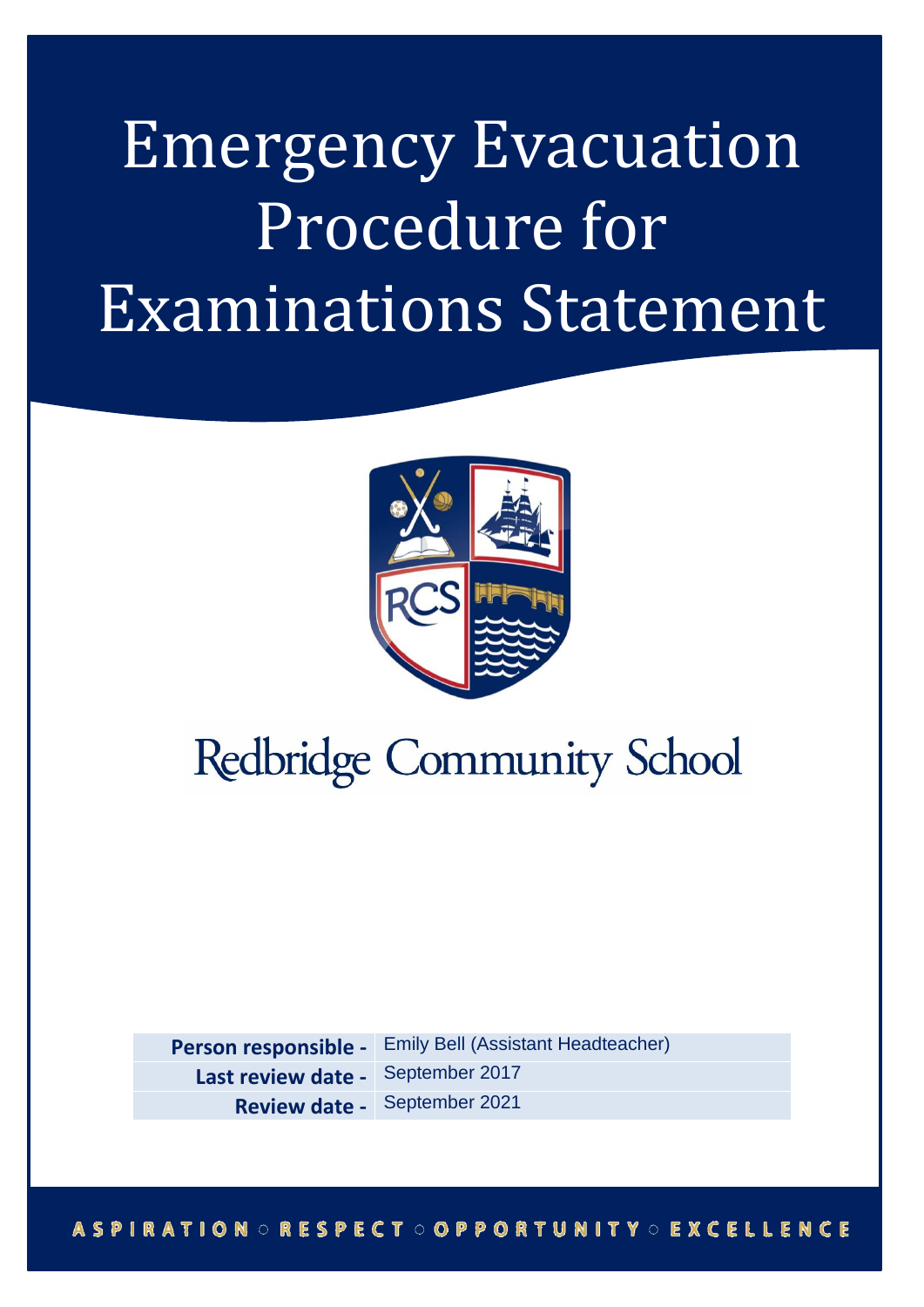# Emergency Evacuation Procedure for Examinations Statement

Redbridge Community School

| | |
|---|---|
| **Person responsible -** | Emily Bell (Assistant Headteacher) |
| **Last review date -** | September 2017 |
| **Review date -** | September 2021 |

ASPIRATION ○ RESPECT ○ OPPORTUNITY ○ EXCELLENCE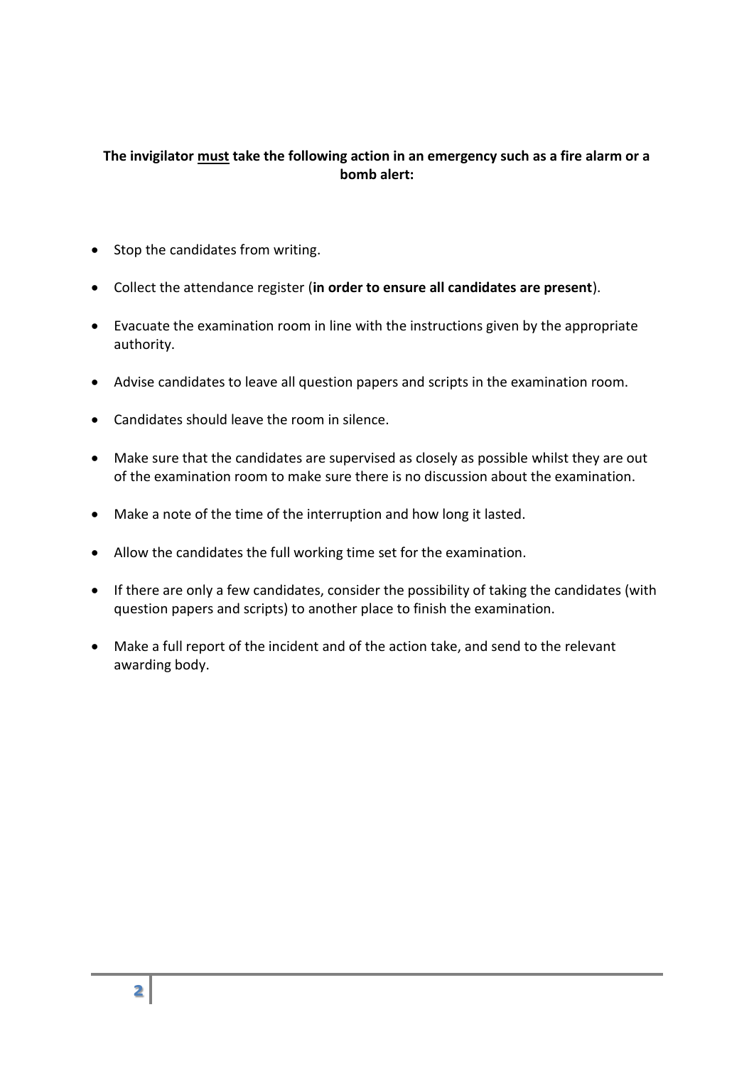**The invigilator <u>must</u> take the following action in an emergency such as a fire alarm or a bomb alert:**

- Stop the candidates from writing.
- Collect the attendance register (**in order to ensure all candidates are present**).
- Evacuate the examination room in line with the instructions given by the appropriate authority.
- Advise candidates to leave all question papers and scripts in the examination room.
- Candidates should leave the room in silence.
- Make sure that the candidates are supervised as closely as possible whilst they are out of the examination room to make sure there is no discussion about the examination.
- Make a note of the time of the interruption and how long it lasted.
- Allow the candidates the full working time set for the examination.
- If there are only a few candidates, consider the possibility of taking the candidates (with question papers and scripts) to another place to finish the examination.
- Make a full report of the incident and of the action take, and send to the relevant awarding body.